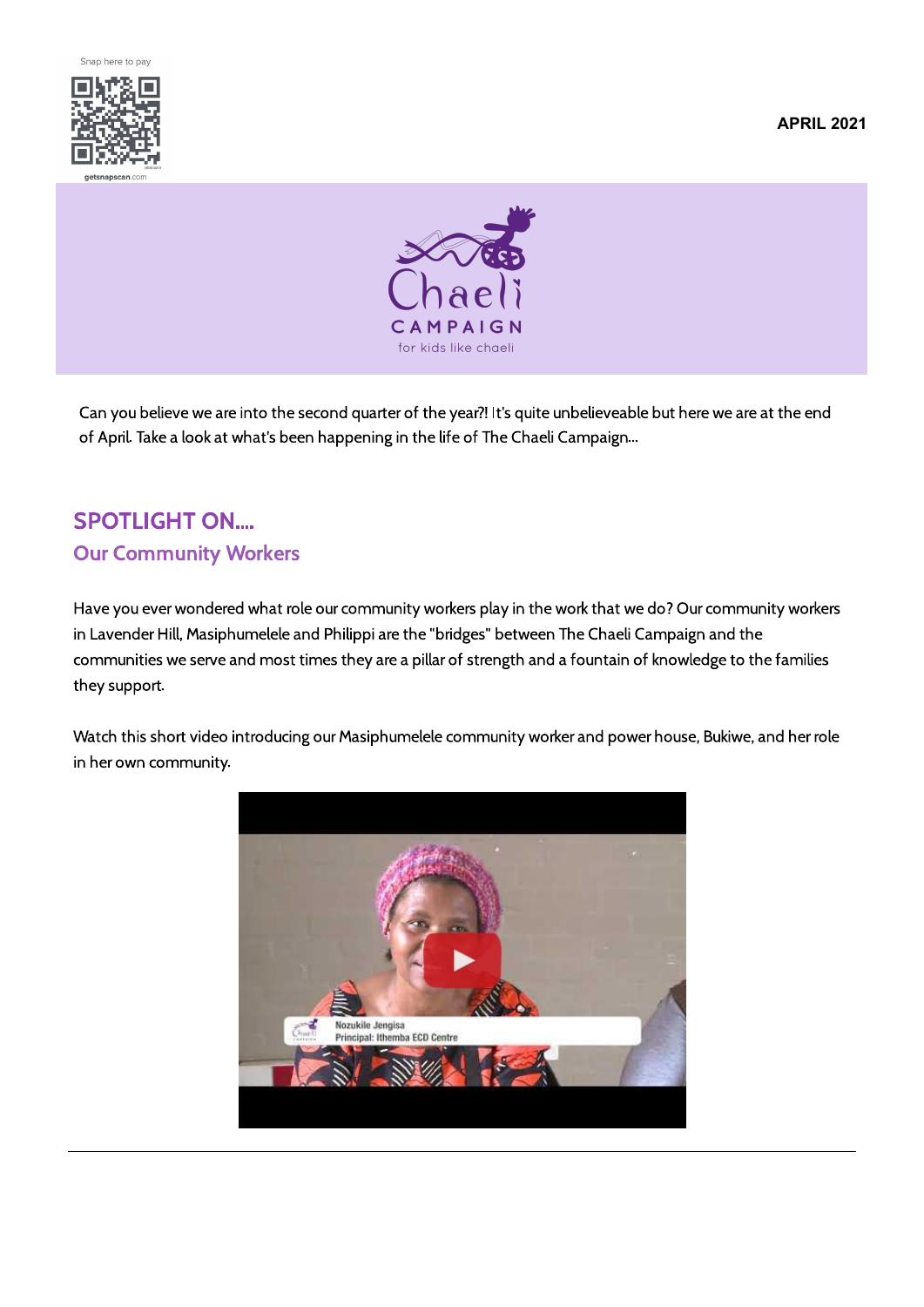Snap here to pay

getsnapscan.com

**APRIL 2021**

Chaeli CAMPAIGN

for kids like chaeli

Can you believe we are into the second quarter of the year?! It's quite unbelieveable but here we are at the end of April. Take a look at what's been happening in the life of The Chaeli Campaign...

## SPOTLIGHT ON....

### Our Community Workers

Have you ever wondered what role our community workers play in the work that we do? Our community workers in Lavender Hill, Masiphumelele and Philippi are the "bridges" between The Chaeli Campaign and the communities we serve and most times they are a pillar of strength and a fountain of knowledge to the families they support.

Watch this short video introducing our Masiphumelele community worker and power house, Bukiwe, and her role in her own community.

Nozukile Jengisa
Principal: Ithemba ECD Centre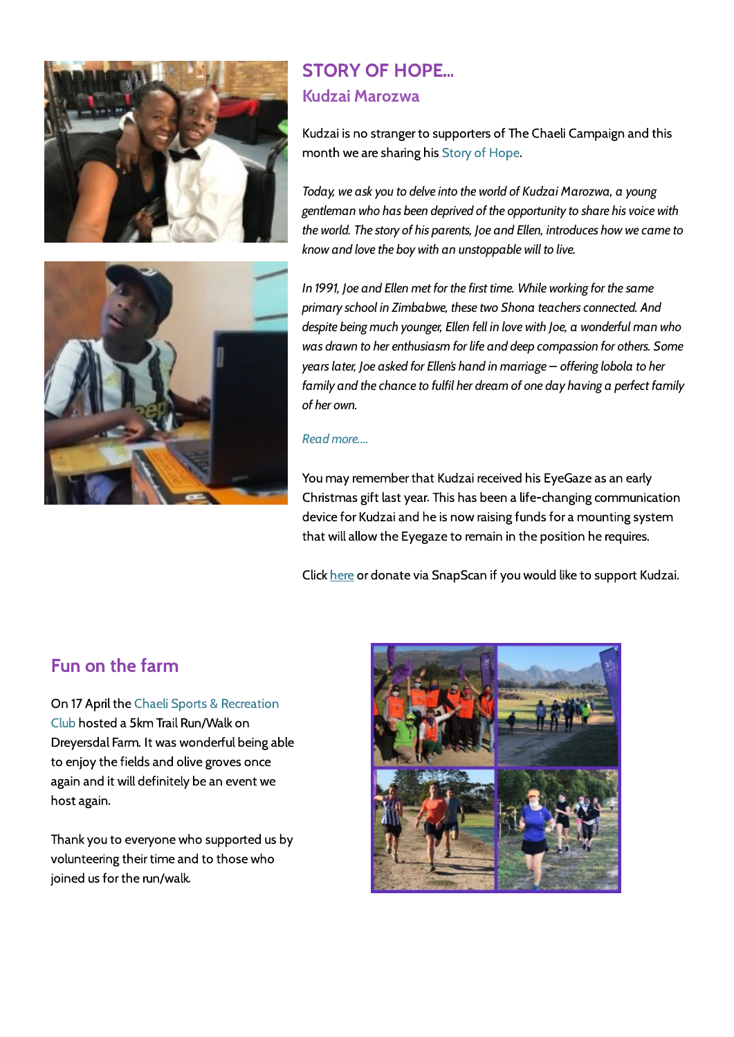## STORY OF HOPE...

### Kudzai Marozwa

Kudzai is no stranger to supporters of The Chaeli Campaign and this month we are sharing his Story of Hope.

*Today, we ask you to delve into the world of Kudzai Marozwa, a young gentleman who has been deprived of the opportunity to share his voice with the world. The story of his parents, Joe and Ellen, introduces how we came to know and love the boy with an unstoppable will to live.*

*In 1991, Joe and Ellen met for the first time. While working for the same primary school in Zimbabwe, these two Shona teachers connected. And despite being much younger, Ellen fell in love with Joe, a wonderful man who was drawn to her enthusiasm for life and deep compassion for others. Some years later, Joe asked for Ellen's hand in marriage – offering lobola to her family and the chance to fulfil her dream of one day having a perfect family of her own.*

*Read more....*

You may remember that Kudzai received his EyeGaze as an early Christmas gift last year. This has been a life-changing communication device for Kudzai and he is now raising funds for a mounting system that will allow the Eyegaze to remain in the position he requires.

Click here or donate via SnapScan if you would like to support Kudzai.

## Fun on the farm

On 17 April the Chaeli Sports & Recreation Club hosted a 5km Trail Run/Walk on Dreyersdal Farm. It was wonderful being able to enjoy the fields and olive groves once again and it will definitely be an event we host again.

Thank you to everyone who supported us by volunteering their time and to those who joined us for the run/walk.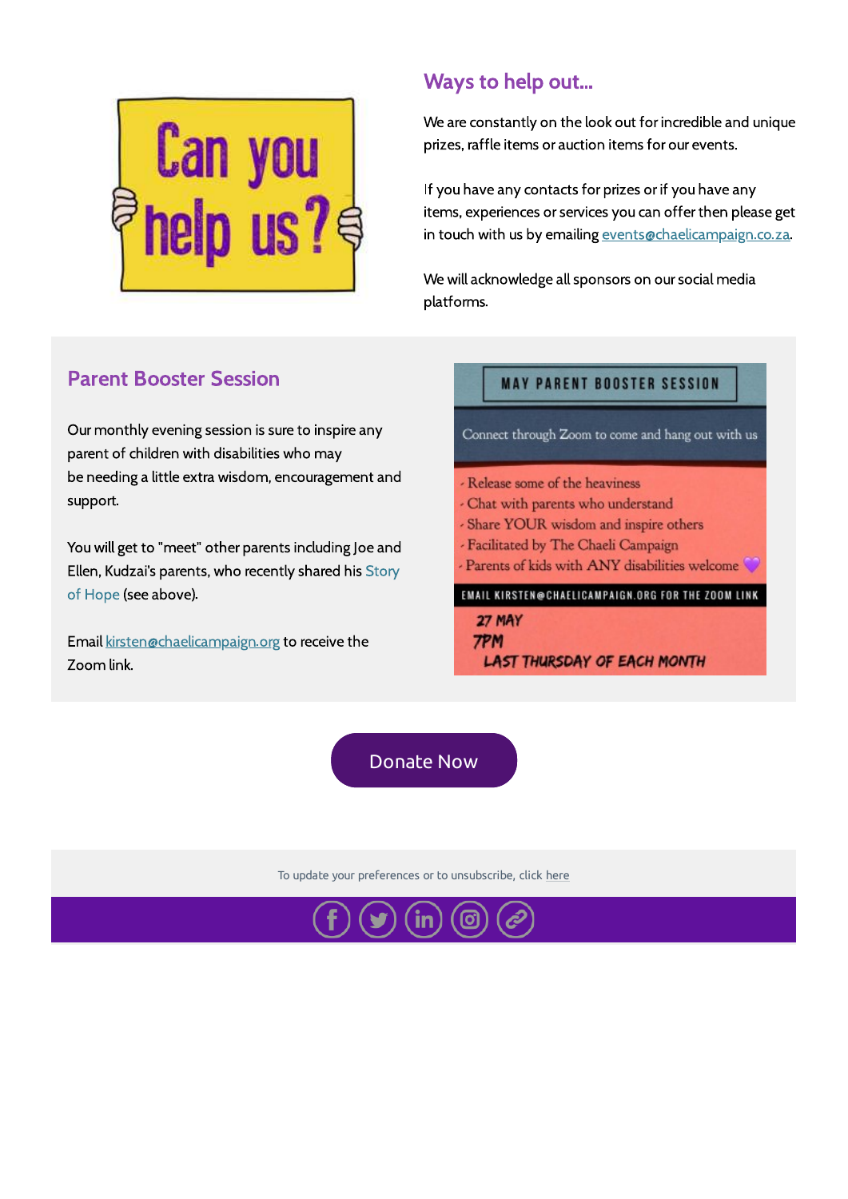## Ways to help out...

We are constantly on the look out for incredible and unique prizes, raffle items or auction items for our events.

If you have any contacts for prizes or if you have any items, experiences or services you can offer then please get in touch with us by emailing events@chaelicampaign.co.za.

We will acknowledge all sponsors on our social media platforms.

## Parent Booster Session

Our monthly evening session is sure to inspire any parent of children with disabilities who may be needing a little extra wisdom, encouragement and support.

You will get to "meet" other parents including Joe and Ellen, Kudzai's parents, who recently shared his Story of Hope (see above).

Email kirsten@chaelicampaign.org to receive the Zoom link.

MAY PARENT BOOSTER SESSION

Connect through Zoom to come and hang out with us

- Release some of the heaviness
- Chat with parents who understand
- Share YOUR wisdom and inspire others
- Facilitated by The Chaeli Campaign
- Parents of kids with ANY disabilities welcome 💜

EMAIL KIRSTEN@CHAELICAMPAIGN.ORG FOR THE ZOOM LINK

27 MAY
7PM
LAST THURSDAY OF EACH MONTH

Donate Now

To update your preferences or to unsubscribe, click here